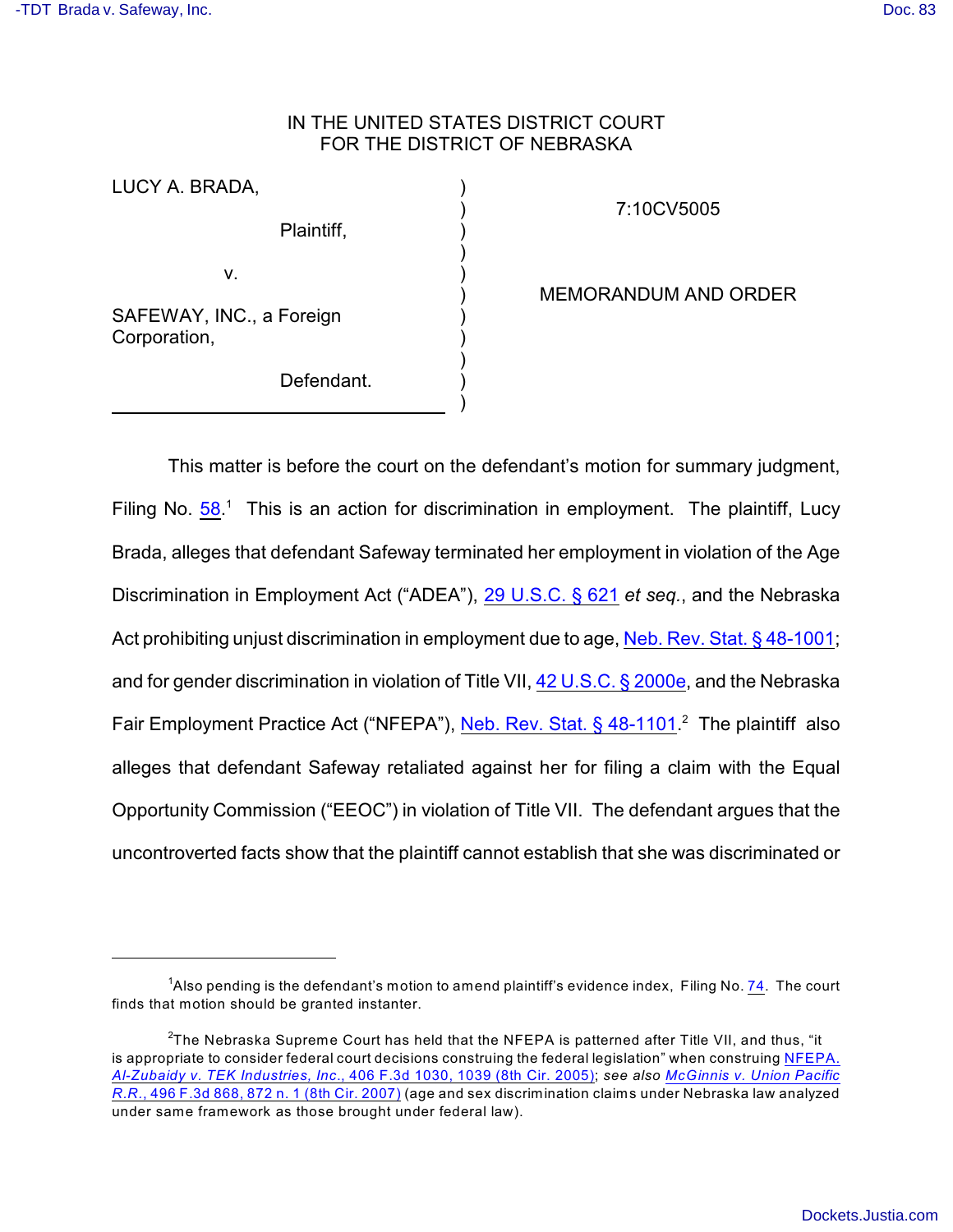IN THE UNITED STATES DISTRICT COURT
FOR THE DISTRICT OF NEBRASKA

| | | |
|---|---|---|
| LUCY A. BRADA, Plaintiff, | ) | 7:10CV5005 |
| v. | ) | |
| SAFEWAY, INC., a Foreign Corporation, Defendant. | ) | MEMORANDUM AND ORDER |

This matter is before the court on the defendant's motion for summary judgment, Filing No. 58.[1] This is an action for discrimination in employment. The plaintiff, Lucy Brada, alleges that defendant Safeway terminated her employment in violation of the Age Discrimination in Employment Act ("ADEA"), 29 U.S.C. § 621 *et seq.*, and the Nebraska Act prohibiting unjust discrimination in employment due to age, Neb. Rev. Stat. § 48-1001; and for gender discrimination in violation of Title VII, 42 U.S.C. § 2000e, and the Nebraska Fair Employment Practice Act ("NFEPA"), Neb. Rev. Stat. § 48-1101.[2] The plaintiff also alleges that defendant Safeway retaliated against her for filing a claim with the Equal Opportunity Commission ("EEOC") in violation of Title VII. The defendant argues that the uncontroverted facts show that the plaintiff cannot establish that she was discriminated or

[1] Also pending is the defendant's motion to amend plaintiff's evidence index, Filing No. 74. The court finds that motion should be granted instanter.

[2] The Nebraska Supreme Court has held that the NFEPA is patterned after Title VII, and thus, "it is appropriate to consider federal court decisions construing the federal legislation" when construing NFEPA. *Al-Zubaidy v. TEK Industries, Inc.*, 406 F.3d 1030, 1039 (8th Cir. 2005); *see also McGinnis v. Union Pacific R.R.*, 496 F.3d 868, 872 n. 1 (8th Cir. 2007) (age and sex discrimination claims under Nebraska law analyzed under same framework as those brought under federal law).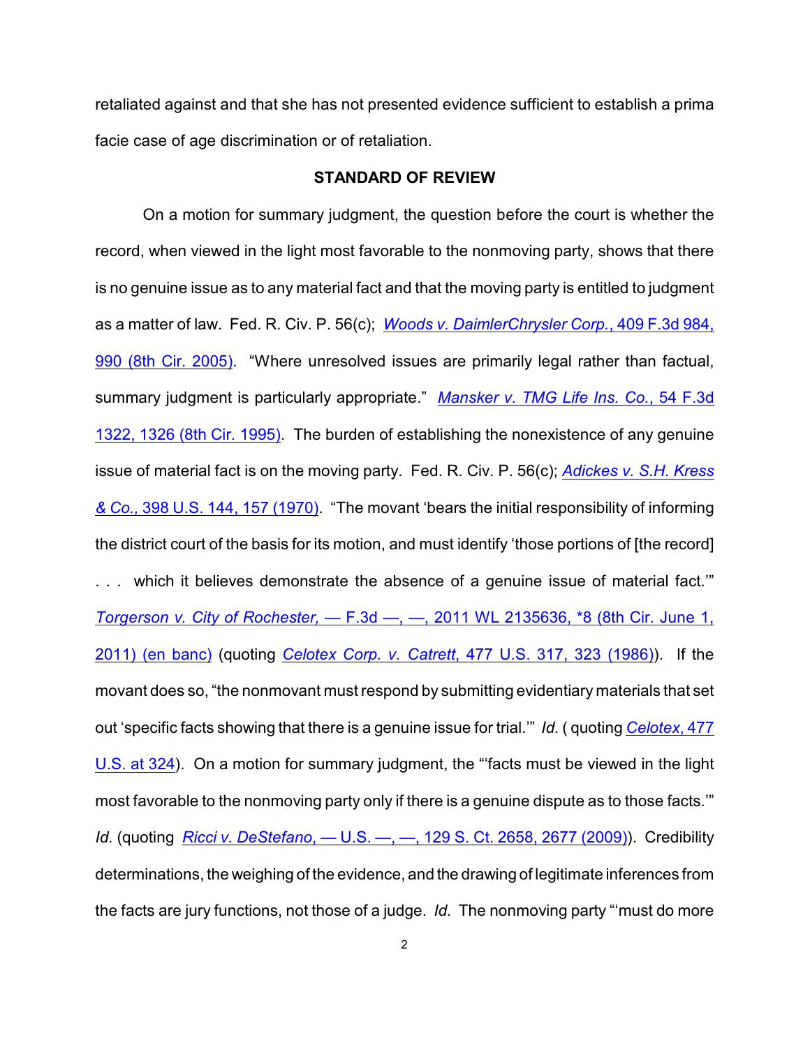retaliated against and that she has not presented evidence sufficient to establish a prima facie case of age discrimination or of retaliation.

## STANDARD OF REVIEW

On a motion for summary judgment, the question before the court is whether the record, when viewed in the light most favorable to the nonmoving party, shows that there is no genuine issue as to any material fact and that the moving party is entitled to judgment as a matter of law. Fed. R. Civ. P. 56(c); *Woods v. DaimlerChrysler Corp.*, 409 F.3d 984, 990 (8th Cir. 2005). "Where unresolved issues are primarily legal rather than factual, summary judgment is particularly appropriate." *Mansker v. TMG Life Ins. Co.*, 54 F.3d 1322, 1326 (8th Cir. 1995). The burden of establishing the nonexistence of any genuine issue of material fact is on the moving party. Fed. R. Civ. P. 56(c); *Adickes v. S.H. Kress & Co.,* 398 U.S. 144, 157 (1970). "The movant 'bears the initial responsibility of informing the district court of the basis for its motion, and must identify 'those portions of [the record] . . . which it believes demonstrate the absence of a genuine issue of material fact.'" *Torgerson v. City of Rochester,* — F.3d —, —, 2011 WL 2135636, *8 (8th Cir. June 1, 2011) (en banc) (quoting *Celotex Corp. v. Catrett*, 477 U.S. 317, 323 (1986)). If the movant does so, "the nonmovant must respond by submitting evidentiary materials that set out 'specific facts showing that there is a genuine issue for trial.'" *Id.* ( quoting *Celotex*, 477 U.S. at 324). On a motion for summary judgment, the "'facts must be viewed in the light most favorable to the nonmoving party only if there is a genuine dispute as to those facts.'" *Id.* (quoting *Ricci v. DeStefano*, — U.S. —, —, 129 S. Ct. 2658, 2677 (2009)). Credibility determinations, the weighing of the evidence, and the drawing of legitimate inferences from the facts are jury functions, not those of a judge. *Id.* The nonmoving party "'must do more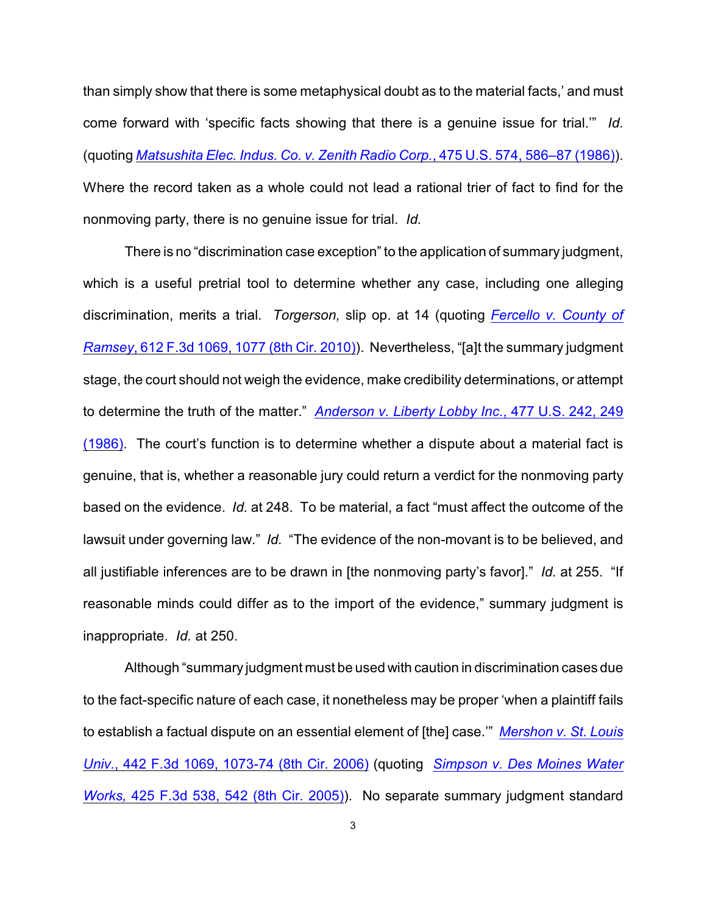than simply show that there is some metaphysical doubt as to the material facts,' and must come forward with 'specific facts showing that there is a genuine issue for trial.'" *Id.* (quoting *Matsushita Elec. Indus. Co. v. Zenith Radio Corp.*, 475 U.S. 574, 586–87 (1986)). Where the record taken as a whole could not lead a rational trier of fact to find for the nonmoving party, there is no genuine issue for trial. *Id.*

There is no "discrimination case exception" to the application of summary judgment, which is a useful pretrial tool to determine whether any case, including one alleging discrimination, merits a trial. *Torgerson,* slip op. at 14 (quoting *Fercello v. County of Ramsey*, 612 F.3d 1069, 1077 (8th Cir. 2010)). Nevertheless, "[a]t the summary judgment stage, the court should not weigh the evidence, make credibility determinations, or attempt to determine the truth of the matter." *Anderson v. Liberty Lobby Inc.*, 477 U.S. 242, 249 (1986). The court's function is to determine whether a dispute about a material fact is genuine, that is, whether a reasonable jury could return a verdict for the nonmoving party based on the evidence. *Id.* at 248. To be material, a fact "must affect the outcome of the lawsuit under governing law." *Id.* "The evidence of the non-movant is to be believed, and all justifiable inferences are to be drawn in [the nonmoving party's favor]." *Id.* at 255. "If reasonable minds could differ as to the import of the evidence," summary judgment is inappropriate. *Id.* at 250.

Although "summary judgment must be used with caution in discrimination cases due to the fact-specific nature of each case, it nonetheless may be proper 'when a plaintiff fails to establish a factual dispute on an essential element of [the] case.'" *Mershon v. St. Louis Univ.*, 442 F.3d 1069, 1073-74 (8th Cir. 2006) (quoting *Simpson v. Des Moines Water Works,* 425 F.3d 538, 542 (8th Cir. 2005)). No separate summary judgment standard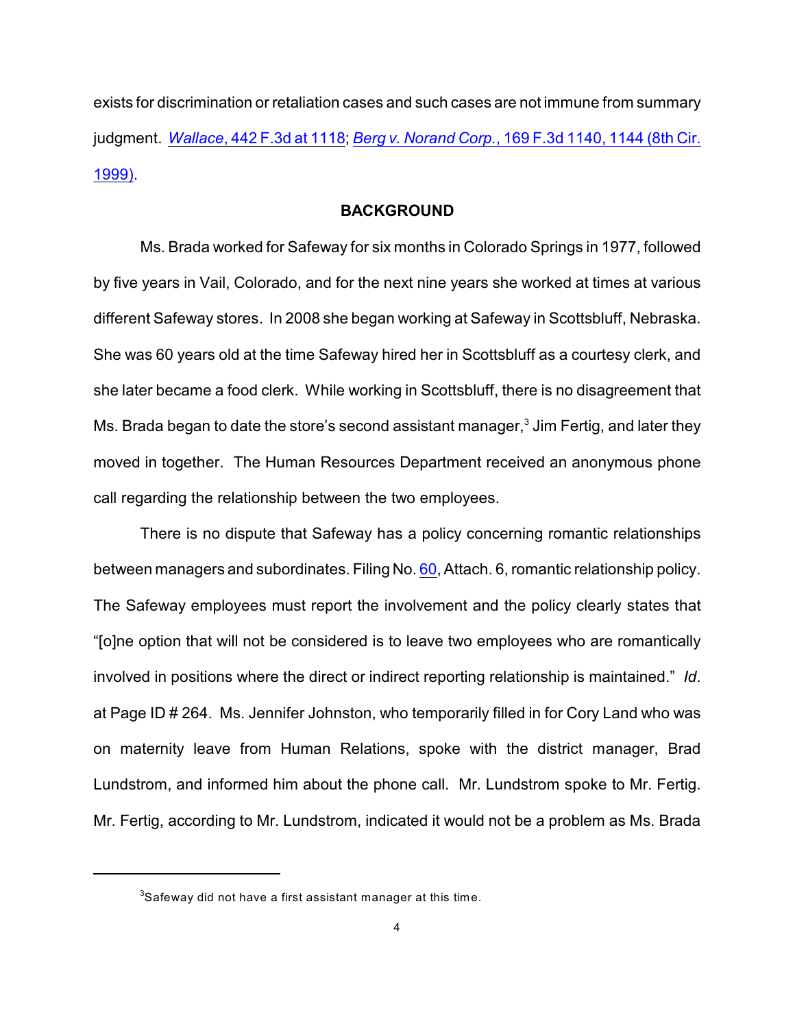exists for discrimination or retaliation cases and such cases are not immune from summary judgment. *Wallace*, 442 F.3d at 1118; *Berg v. Norand Corp.*, 169 F.3d 1140, 1144 (8th Cir. 1999).

## BACKGROUND

Ms. Brada worked for Safeway for six months in Colorado Springs in 1977, followed by five years in Vail, Colorado, and for the next nine years she worked at times at various different Safeway stores. In 2008 she began working at Safeway in Scottsbluff, Nebraska. She was 60 years old at the time Safeway hired her in Scottsbluff as a courtesy clerk, and she later became a food clerk. While working in Scottsbluff, there is no disagreement that Ms. Brada began to date the store's second assistant manager,[3] Jim Fertig, and later they moved in together. The Human Resources Department received an anonymous phone call regarding the relationship between the two employees.

There is no dispute that Safeway has a policy concerning romantic relationships between managers and subordinates. Filing No. 60, Attach. 6, romantic relationship policy. The Safeway employees must report the involvement and the policy clearly states that "[o]ne option that will not be considered is to leave two employees who are romantically involved in positions where the direct or indirect reporting relationship is maintained." *Id*. at Page ID # 264. Ms. Jennifer Johnston, who temporarily filled in for Cory Land who was on maternity leave from Human Relations, spoke with the district manager, Brad Lundstrom, and informed him about the phone call. Mr. Lundstrom spoke to Mr. Fertig. Mr. Fertig, according to Mr. Lundstrom, indicated it would not be a problem as Ms. Brada

[3]Safeway did not have a first assistant manager at this time.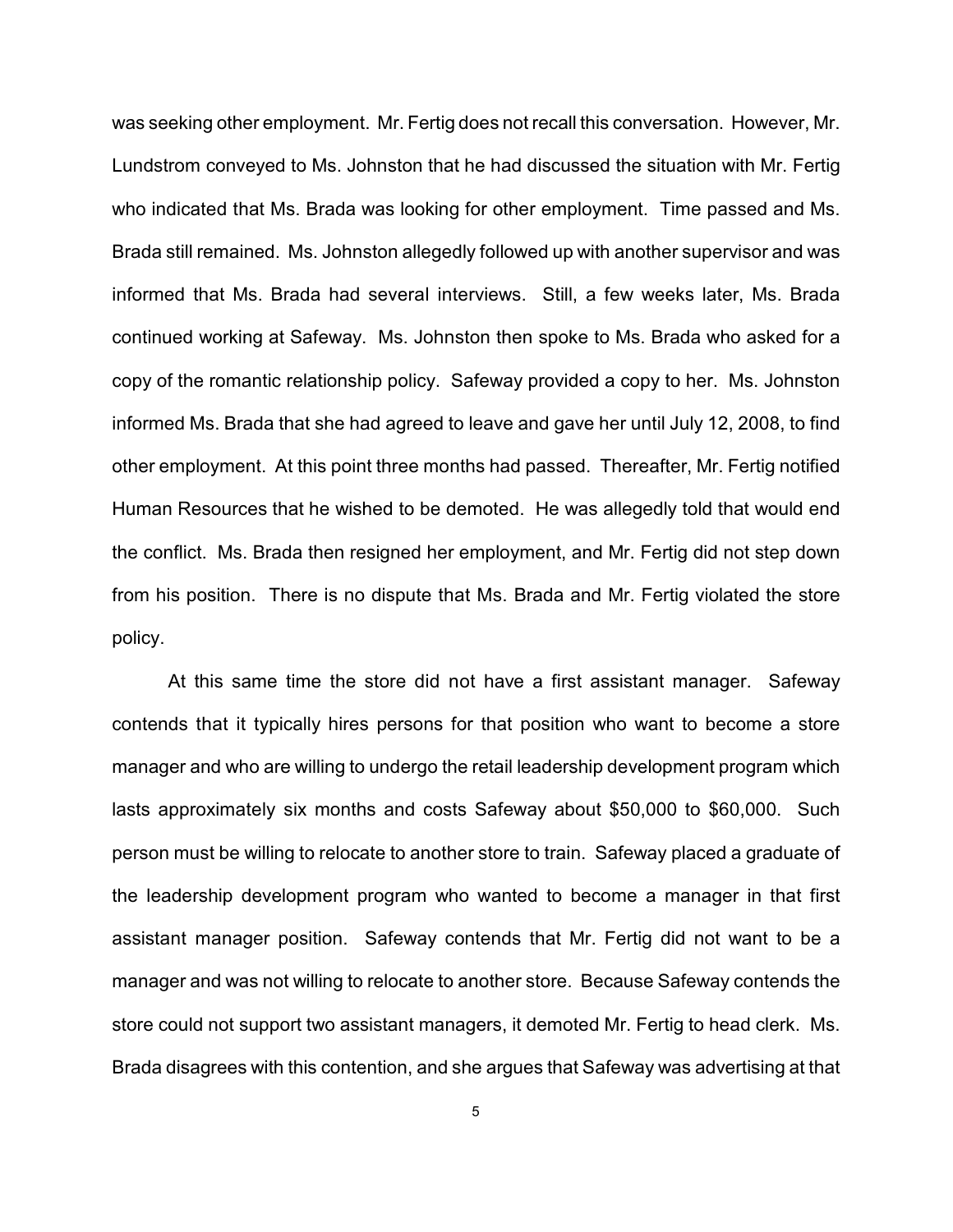was seeking other employment. Mr. Fertig does not recall this conversation. However, Mr. Lundstrom conveyed to Ms. Johnston that he had discussed the situation with Mr. Fertig who indicated that Ms. Brada was looking for other employment. Time passed and Ms. Brada still remained. Ms. Johnston allegedly followed up with another supervisor and was informed that Ms. Brada had several interviews. Still, a few weeks later, Ms. Brada continued working at Safeway. Ms. Johnston then spoke to Ms. Brada who asked for a copy of the romantic relationship policy. Safeway provided a copy to her. Ms. Johnston informed Ms. Brada that she had agreed to leave and gave her until July 12, 2008, to find other employment. At this point three months had passed. Thereafter, Mr. Fertig notified Human Resources that he wished to be demoted. He was allegedly told that would end the conflict. Ms. Brada then resigned her employment, and Mr. Fertig did not step down from his position. There is no dispute that Ms. Brada and Mr. Fertig violated the store policy.

At this same time the store did not have a first assistant manager. Safeway contends that it typically hires persons for that position who want to become a store manager and who are willing to undergo the retail leadership development program which lasts approximately six months and costs Safeway about $50,000 to $60,000. Such person must be willing to relocate to another store to train. Safeway placed a graduate of the leadership development program who wanted to become a manager in that first assistant manager position. Safeway contends that Mr. Fertig did not want to be a manager and was not willing to relocate to another store. Because Safeway contends the store could not support two assistant managers, it demoted Mr. Fertig to head clerk. Ms. Brada disagrees with this contention, and she argues that Safeway was advertising at that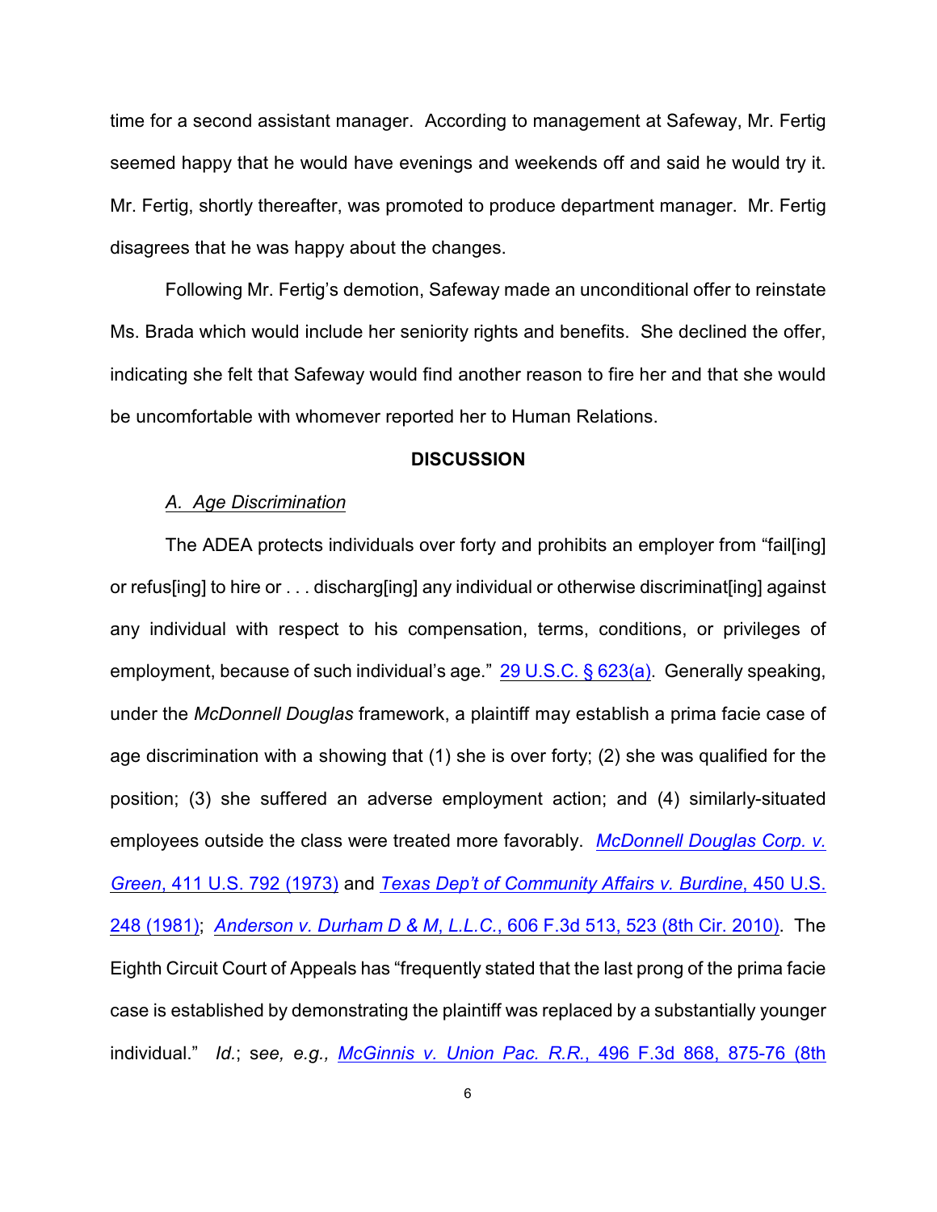time for a second assistant manager. According to management at Safeway, Mr. Fertig seemed happy that he would have evenings and weekends off and said he would try it. Mr. Fertig, shortly thereafter, was promoted to produce department manager. Mr. Fertig disagrees that he was happy about the changes.

Following Mr. Fertig's demotion, Safeway made an unconditional offer to reinstate Ms. Brada which would include her seniority rights and benefits. She declined the offer, indicating she felt that Safeway would find another reason to fire her and that she would be uncomfortable with whomever reported her to Human Relations.

**DISCUSSION**

*A. Age Discrimination*

The ADEA protects individuals over forty and prohibits an employer from "fail[ing] or refus[ing] to hire or . . . discharg[ing] any individual or otherwise discriminat[ing] against any individual with respect to his compensation, terms, conditions, or privileges of employment, because of such individual's age." 29 U.S.C. § 623(a). Generally speaking, under the *McDonnell Douglas* framework, a plaintiff may establish a prima facie case of age discrimination with a showing that (1) she is over forty; (2) she was qualified for the position; (3) she suffered an adverse employment action; and (4) similarly-situated employees outside the class were treated more favorably. *McDonnell Douglas Corp. v. Green*, 411 U.S. 792 (1973) and *Texas Dep't of Community Affairs v. Burdine*, 450 U.S. 248 (1981); *Anderson v. Durham D & M, L.L.C.*, 606 F.3d 513, 523 (8th Cir. 2010). The Eighth Circuit Court of Appeals has "frequently stated that the last prong of the prima facie case is established by demonstrating the plaintiff was replaced by a substantially younger individual." *Id.*; *see, e.g., McGinnis v. Union Pac. R.R.*, 496 F.3d 868, 875-76 (8th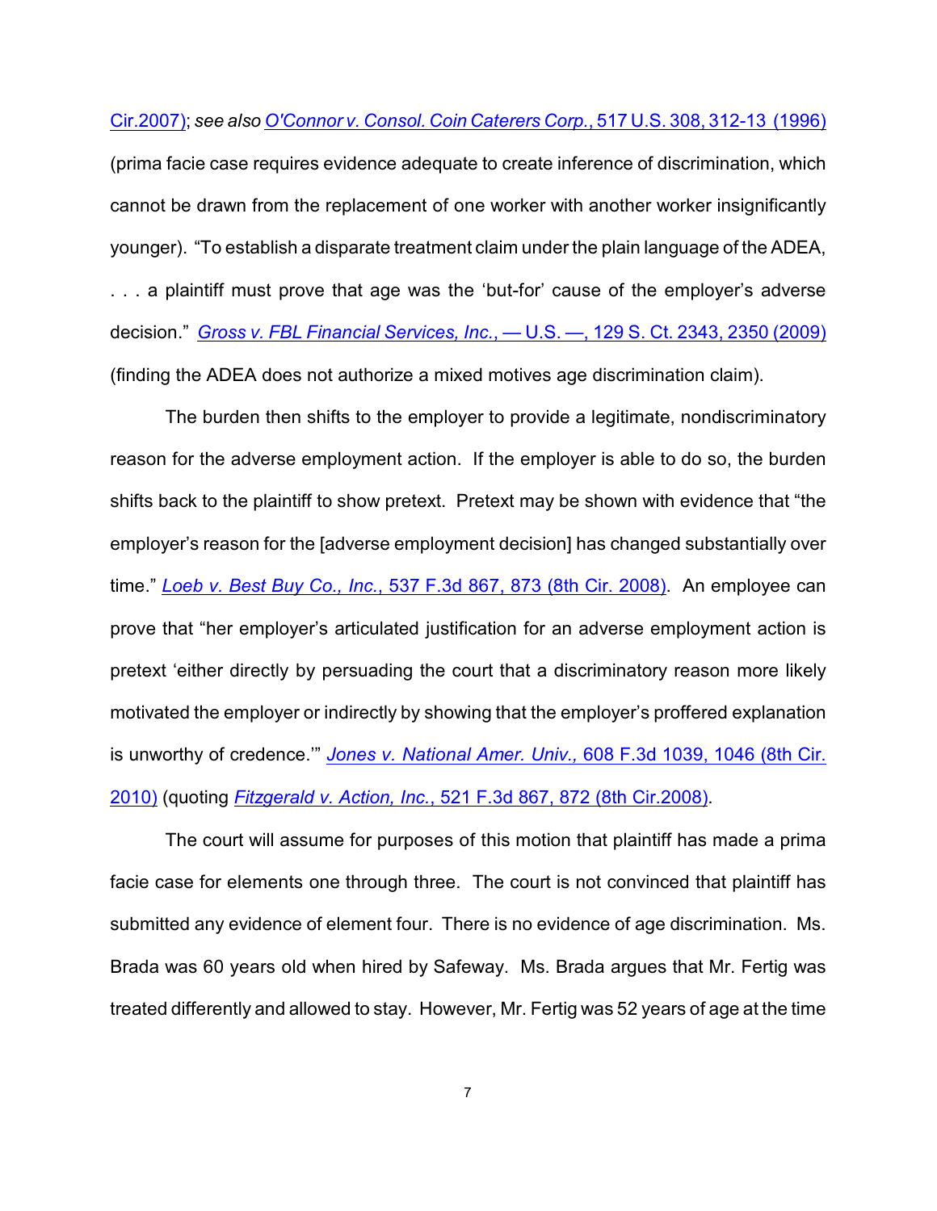Cir.2007); *see also* *O'Connor v. Consol. Coin Caterers Corp.*, 517 U.S. 308, 312-13 (1996) (prima facie case requires evidence adequate to create inference of discrimination, which cannot be drawn from the replacement of one worker with another worker insignificantly younger). "To establish a disparate treatment claim under the plain language of the ADEA, . . . a plaintiff must prove that age was the 'but-for' cause of the employer's adverse decision." *Gross v. FBL Financial Services, Inc.*, — U.S. —, 129 S. Ct. 2343, 2350 (2009) (finding the ADEA does not authorize a mixed motives age discrimination claim).

The burden then shifts to the employer to provide a legitimate, nondiscriminatory reason for the adverse employment action. If the employer is able to do so, the burden shifts back to the plaintiff to show pretext. Pretext may be shown with evidence that "the employer's reason for the [adverse employment decision] has changed substantially over time." *Loeb v. Best Buy Co., Inc.*, 537 F.3d 867, 873 (8th Cir. 2008). An employee can prove that "her employer's articulated justification for an adverse employment action is pretext 'either directly by persuading the court that a discriminatory reason more likely motivated the employer or indirectly by showing that the employer's proffered explanation is unworthy of credence.'" *Jones v. National Amer. Univ.*, 608 F.3d 1039, 1046 (8th Cir. 2010) (quoting *Fitzgerald v. Action, Inc.*, 521 F.3d 867, 872 (8th Cir.2008).

The court will assume for purposes of this motion that plaintiff has made a prima facie case for elements one through three. The court is not convinced that plaintiff has submitted any evidence of element four. There is no evidence of age discrimination. Ms. Brada was 60 years old when hired by Safeway. Ms. Brada argues that Mr. Fertig was treated differently and allowed to stay. However, Mr. Fertig was 52 years of age at the time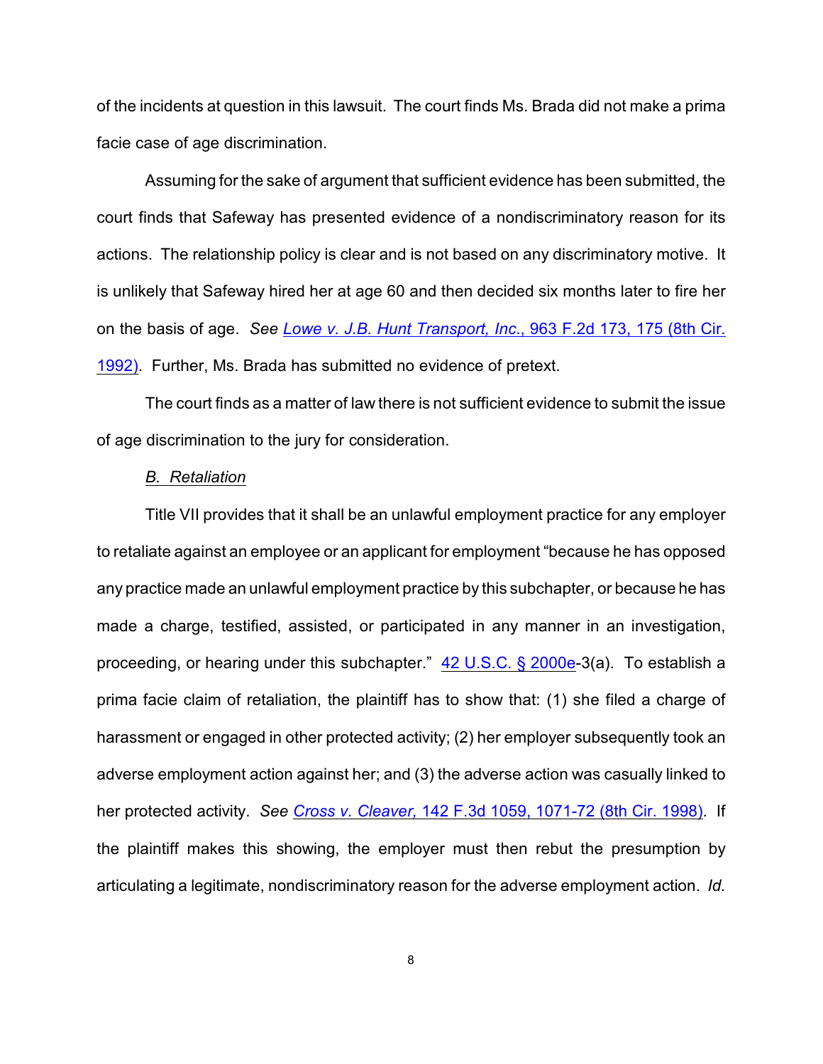of the incidents at question in this lawsuit. The court finds Ms. Brada did not make a prima facie case of age discrimination.

Assuming for the sake of argument that sufficient evidence has been submitted, the court finds that Safeway has presented evidence of a nondiscriminatory reason for its actions. The relationship policy is clear and is not based on any discriminatory motive. It is unlikely that Safeway hired her at age 60 and then decided six months later to fire her on the basis of age. *See Lowe v. J.B. Hunt Transport, Inc.*, 963 F.2d 173, 175 (8th Cir. 1992). Further, Ms. Brada has submitted no evidence of pretext.

The court finds as a matter of law there is not sufficient evidence to submit the issue of age discrimination to the jury for consideration.

*B. Retaliation*

Title VII provides that it shall be an unlawful employment practice for any employer to retaliate against an employee or an applicant for employment "because he has opposed any practice made an unlawful employment practice by this subchapter, or because he has made a charge, testified, assisted, or participated in any manner in an investigation, proceeding, or hearing under this subchapter." 42 U.S.C. § 2000e-3(a). To establish a prima facie claim of retaliation, the plaintiff has to show that: (1) she filed a charge of harassment or engaged in other protected activity; (2) her employer subsequently took an adverse employment action against her; and (3) the adverse action was casually linked to her protected activity. *See Cross v. Cleaver,* 142 F.3d 1059, 1071-72 (8th Cir. 1998). If the plaintiff makes this showing, the employer must then rebut the presumption by articulating a legitimate, nondiscriminatory reason for the adverse employment action. *Id.*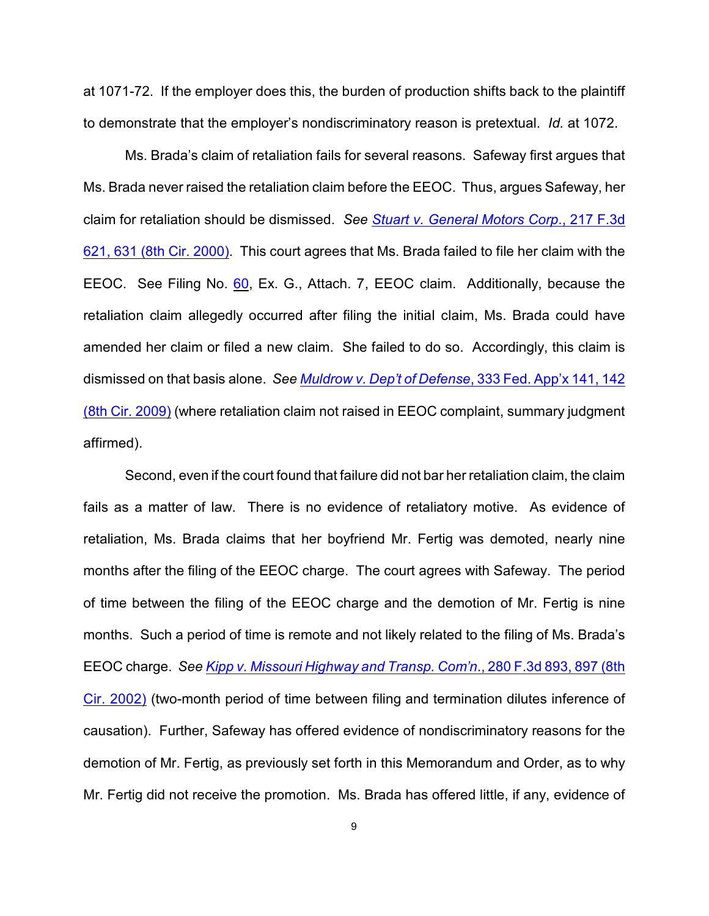at 1071-72. If the employer does this, the burden of production shifts back to the plaintiff to demonstrate that the employer's nondiscriminatory reason is pretextual. *Id.* at 1072.

Ms. Brada's claim of retaliation fails for several reasons. Safeway first argues that Ms. Brada never raised the retaliation claim before the EEOC. Thus, argues Safeway, her claim for retaliation should be dismissed. *See* *Stuart v. General Motors Corp.*, 217 F.3d 621, 631 (8th Cir. 2000). This court agrees that Ms. Brada failed to file her claim with the EEOC. See Filing No. 60, Ex. G., Attach. 7, EEOC claim. Additionally, because the retaliation claim allegedly occurred after filing the initial claim, Ms. Brada could have amended her claim or filed a new claim. She failed to do so. Accordingly, this claim is dismissed on that basis alone. *See* *Muldrow v. Dep't of Defense*, 333 Fed. App'x 141, 142 (8th Cir. 2009) (where retaliation claim not raised in EEOC complaint, summary judgment affirmed).

Second, even if the court found that failure did not bar her retaliation claim, the claim fails as a matter of law. There is no evidence of retaliatory motive. As evidence of retaliation, Ms. Brada claims that her boyfriend Mr. Fertig was demoted, nearly nine months after the filing of the EEOC charge. The court agrees with Safeway. The period of time between the filing of the EEOC charge and the demotion of Mr. Fertig is nine months. Such a period of time is remote and not likely related to the filing of Ms. Brada's EEOC charge. *See* *Kipp v. Missouri Highway and Transp. Com'n.*, 280 F.3d 893, 897 (8th Cir. 2002) (two-month period of time between filing and termination dilutes inference of causation). Further, Safeway has offered evidence of nondiscriminatory reasons for the demotion of Mr. Fertig, as previously set forth in this Memorandum and Order, as to why Mr. Fertig did not receive the promotion. Ms. Brada has offered little, if any, evidence of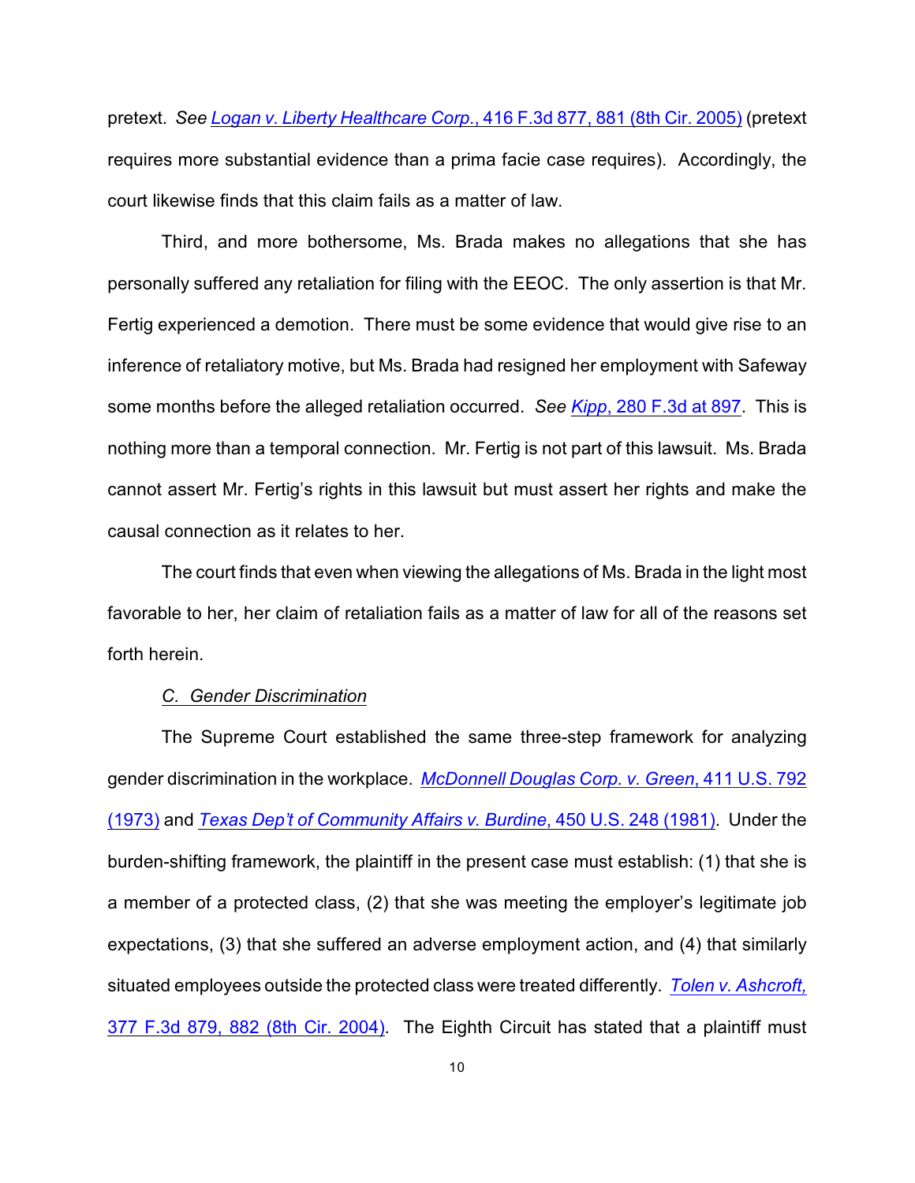pretext. *See* *Logan v. Liberty Healthcare Corp.*, 416 F.3d 877, 881 (8th Cir. 2005) (pretext requires more substantial evidence than a prima facie case requires). Accordingly, the court likewise finds that this claim fails as a matter of law.

Third, and more bothersome, Ms. Brada makes no allegations that she has personally suffered any retaliation for filing with the EEOC. The only assertion is that Mr. Fertig experienced a demotion. There must be some evidence that would give rise to an inference of retaliatory motive, but Ms. Brada had resigned her employment with Safeway some months before the alleged retaliation occurred. *See* *Kipp*, 280 F.3d at 897. This is nothing more than a temporal connection. Mr. Fertig is not part of this lawsuit. Ms. Brada cannot assert Mr. Fertig's rights in this lawsuit but must assert her rights and make the causal connection as it relates to her.

The court finds that even when viewing the allegations of Ms. Brada in the light most favorable to her, her claim of retaliation fails as a matter of law for all of the reasons set forth herein.

### *C. Gender Discrimination*

The Supreme Court established the same three-step framework for analyzing gender discrimination in the workplace. *McDonnell Douglas Corp. v. Green*, 411 U.S. 792 (1973) and *Texas Dep't of Community Affairs v. Burdine*, 450 U.S. 248 (1981). Under the burden-shifting framework, the plaintiff in the present case must establish: (1) that she is a member of a protected class, (2) that she was meeting the employer's legitimate job expectations, (3) that she suffered an adverse employment action, and (4) that similarly situated employees outside the protected class were treated differently. *Tolen v. Ashcroft*, 377 F.3d 879, 882 (8th Cir. 2004). The Eighth Circuit has stated that a plaintiff must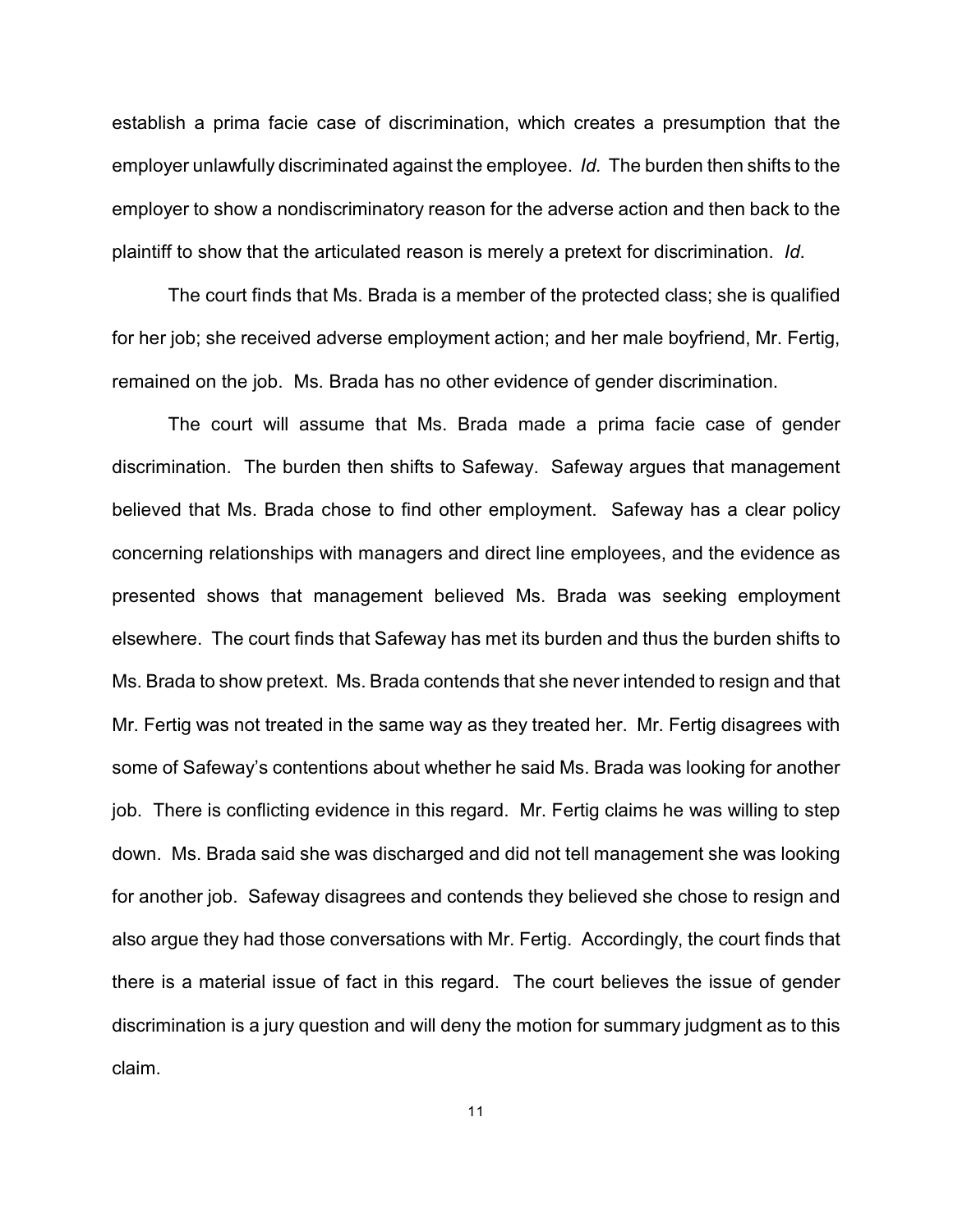establish a prima facie case of discrimination, which creates a presumption that the employer unlawfully discriminated against the employee. *Id.* The burden then shifts to the employer to show a nondiscriminatory reason for the adverse action and then back to the plaintiff to show that the articulated reason is merely a pretext for discrimination. *Id*.

The court finds that Ms. Brada is a member of the protected class; she is qualified for her job; she received adverse employment action; and her male boyfriend, Mr. Fertig, remained on the job. Ms. Brada has no other evidence of gender discrimination.

The court will assume that Ms. Brada made a prima facie case of gender discrimination. The burden then shifts to Safeway. Safeway argues that management believed that Ms. Brada chose to find other employment. Safeway has a clear policy concerning relationships with managers and direct line employees, and the evidence as presented shows that management believed Ms. Brada was seeking employment elsewhere. The court finds that Safeway has met its burden and thus the burden shifts to Ms. Brada to show pretext. Ms. Brada contends that she never intended to resign and that Mr. Fertig was not treated in the same way as they treated her. Mr. Fertig disagrees with some of Safeway's contentions about whether he said Ms. Brada was looking for another job. There is conflicting evidence in this regard. Mr. Fertig claims he was willing to step down. Ms. Brada said she was discharged and did not tell management she was looking for another job. Safeway disagrees and contends they believed she chose to resign and also argue they had those conversations with Mr. Fertig. Accordingly, the court finds that there is a material issue of fact in this regard. The court believes the issue of gender discrimination is a jury question and will deny the motion for summary judgment as to this claim.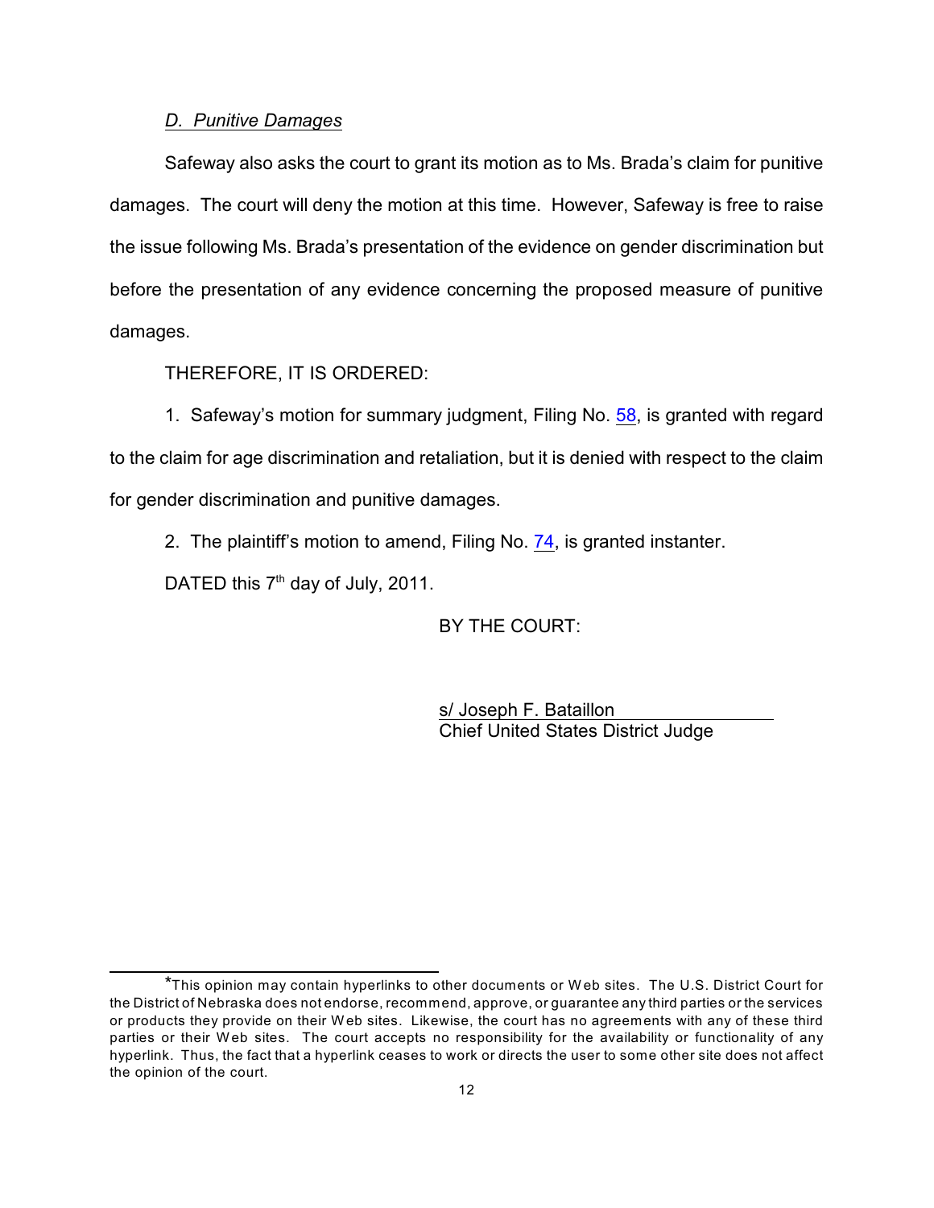*D. Punitive Damages*

Safeway also asks the court to grant its motion as to Ms. Brada's claim for punitive damages. The court will deny the motion at this time. However, Safeway is free to raise the issue following Ms. Brada's presentation of the evidence on gender discrimination but before the presentation of any evidence concerning the proposed measure of punitive damages.

THEREFORE, IT IS ORDERED:

1. Safeway's motion for summary judgment, Filing No. 58, is granted with regard to the claim for age discrimination and retaliation, but it is denied with respect to the claim for gender discrimination and punitive damages.

2. The plaintiff's motion to amend, Filing No. 74, is granted instanter.

DATED this 7th day of July, 2011.

BY THE COURT:

s/ Joseph F. Bataillon
Chief United States District Judge

---

*This opinion may contain hyperlinks to other documents or Web sites. The U.S. District Court for the District of Nebraska does not endorse, recommend, approve, or guarantee any third parties or the services or products they provide on their Web sites. Likewise, the court has no agreements with any of these third parties or their Web sites. The court accepts no responsibility for the availability or functionality of any hyperlink. Thus, the fact that a hyperlink ceases to work or directs the user to some other site does not affect the opinion of the court.